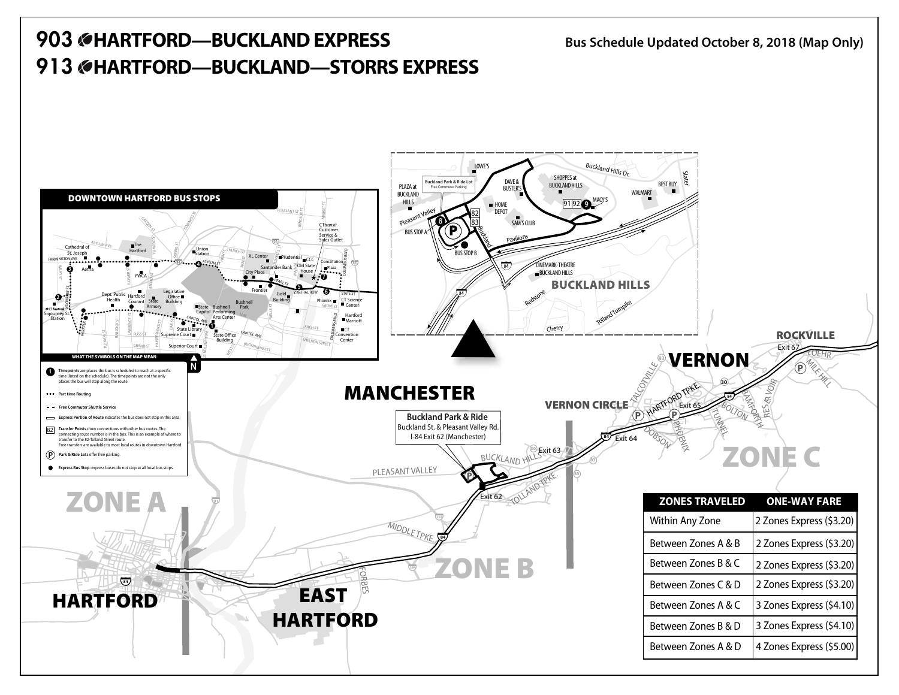# 903 HARTFORD—BUCKLAND EXPRESS
# 913 HARTFORD—BUCKLAND—STORRS EXPRESS

Bus Schedule Updated October 8, 2018 (Map Only)

## DOWNTOWN HARTFORD BUS STOPS

## WHAT THE SYMBOLS ON THE MAP MEAN

- **Timepoints** are places the bus is scheduled to reach at a specific time (listed on the schedule). The timepoints are not the only places the bus will stop along the route.
- **Part time Routing**
- **Free Commuter Shuttle Service**
- **Express Portion of Route** indicates the bus does not stop in this area.
- **Transfer Points** show connections with other bus routes. The connecting route number is in the box. This is an example of where to transfer to the 82-Tolland Street route. Free transfers are available to most local routes in downtown Hartford.
- **Park & Ride Lots** offer free parking.
- **Express Bus Stop:** express buses do not stop at all local bus stops.

**Buckland Park & Ride**
Buckland St. & Pleasant Valley Rd.
I-84 Exit 62 (Manchester)

| ZONES TRAVELED | ONE-WAY FARE |
|---|---|
| Within Any Zone | 2 Zones Express ($3.20) |
| Between Zones A & B | 2 Zones Express ($3.20) |
| Between Zones B & C | 2 Zones Express ($3.20) |
| Between Zones C & D | 2 Zones Express ($3.20) |
| Between Zones A & C | 3 Zones Express ($4.10) |
| Between Zones B & D | 3 Zones Express ($4.10) |
| Between Zones A & D | 4 Zones Express ($5.00) |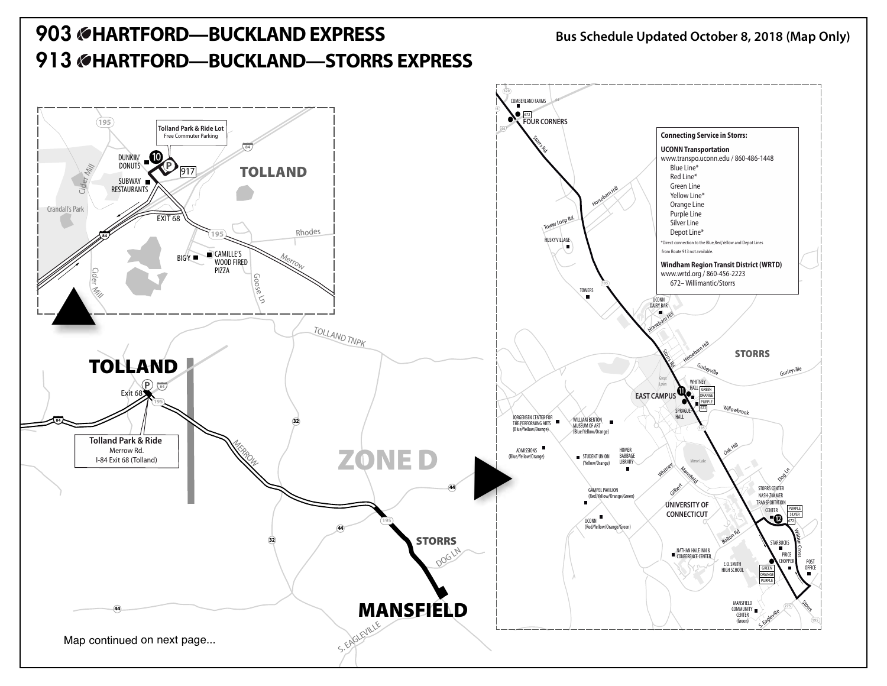# 903 HARTFORD—BUCKLAND EXPRESS
# 913 HARTFORD—BUCKLAND—STORRS EXPRESS

Bus Schedule Updated October 8, 2018 (Map Only)

**Tolland Park & Ride Lot**
Free Commuter Parking

TOLLAND

DUNKIN' DONUTS

SUBWAY RESTAURANTS

EXIT 68

BIG Y

CAMILLE'S WOOD FIRED PIZZA

Crandall's Park

Cider Mill

Rhodes

Merrow

Goose Ln

917

**Tolland Park & Ride**
Merrow Rd.
I-84 Exit 68 (Tolland)

TOLLAND

Exit 68

TOLLAND TNPK

MERROW

ZONE D

STORRS

DOG LN

MANSFIELD

S. EAGLEVILLE

Map continued on next page...

**Connecting Service in Storrs:**

**UCONN Transportation**
www.transpo.uconn.edu / 860-486-1448
- Blue Line*
- Red Line*
- Green Line
- Yellow Line*
- Orange Line
- Purple Line
- Silver Line
- Depot Line*

*Direct connection to the Blue,Red,Yellow and Depot Lines from Route 913 not available.

**Windham Region Transit District (WRTD)**
www.wrtd.org / 860-456-2223
672– Willimantic/Storrs

CUMBERLAND FARMS

FOUR CORNERS

Storrs Rd

Horsebarn Hill

Tower Loop Rd.

HUSKY VILLAGE

TOWERS

UCONN DAIRY BAR

STORRS

Gurleyville

WHITNEY HALL

EAST CAMPUS

SPRAGUE HALL

GREEN / ORANGE / PURPLE / 672

Willowbrook

JORGENSEN CENTER FOR THE PERFORMING ARTS (Blue/Yellow/Orange)

WILLIAM BENTON MUSEUM OF ART (Blue/Yellow/Orange)

ADMISSIONS (Blue/Yellow/Orange)

STUDENT UNION (Yellow/Orange)

HOMER BABBAGE LIBRARY

Mirror Lake

Oak Hill

Whitney

Mansfield

Dog Ln

GAMPEL PAVILION (Red/Yellow/Orange/Green)

Gilbert

UNIVERSITY OF CONNECTICUT

STORRS CENTER NASH-ZIMMER TRANSPORTATION CENTER

PURPLE / SILVER / 672

UCONN (Red/Yellow/Orange/Green)

Bolton Rd

Wilbur Cross

STARBUCKS

PRICE CHOPPER

NATHAN HALE INN & CONFERENCE CENTER

E.O. SMITH HIGH SCHOOL

GREEN / ORANGE / PURPLE

POST OFFICE

MANSFIELD COMMUNITY CENTER (Green)

S. Eagleville

Storrs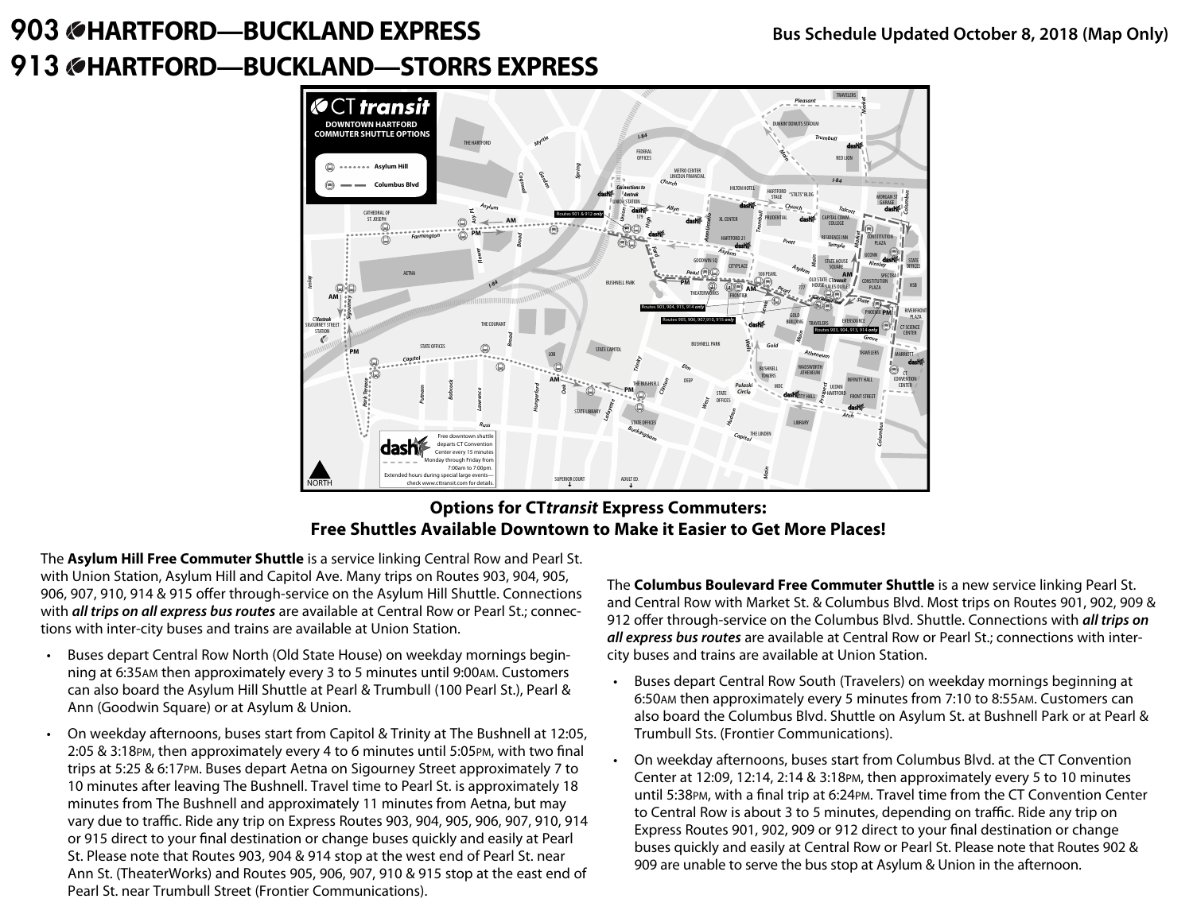# 903 HARTFORD—BUCKLAND EXPRESS

# 913 HARTFORD—BUCKLAND—STORRS EXPRESS

Bus Schedule Updated October 8, 2018 (Map Only)

CT transit

DOWNTOWN HARTFORD COMMUTER SHUTTLE OPTIONS

Asylum Hill

Columbus Blvd

Free downtown shuttle departs CT Convention Center every 15 minutes Monday through Friday from 7:00am to 7:00pm. Extended hours during special large events—check www.cttransit.com for details

NORTH

## Options for CTtransit Express Commuters: Free Shuttles Available Downtown to Make it Easier to Get More Places!

The **Asylum Hill Free Commuter Shuttle** is a service linking Central Row and Pearl St. with Union Station, Asylum Hill and Capitol Ave. Many trips on Routes 903, 904, 905, 906, 907, 910, 914 & 915 offer through-service on the Asylum Hill Shuttle. Connections with ***all trips on all express bus routes*** are available at Central Row or Pearl St.; connections with inter-city buses and trains are available at Union Station.

- Buses depart Central Row North (Old State House) on weekday mornings beginning at 6:35AM then approximately every 3 to 5 minutes until 9:00AM. Customers can also board the Asylum Hill Shuttle at Pearl & Trumbull (100 Pearl St.), Pearl & Ann (Goodwin Square) or at Asylum & Union.
- On weekday afternoons, buses start from Capitol & Trinity at The Bushnell at 12:05, 2:05 & 3:18PM, then approximately every 4 to 6 minutes until 5:05PM, with two final trips at 5:25 & 6:17PM. Buses depart Aetna on Sigourney Street approximately 7 to 10 minutes after leaving The Bushnell. Travel time to Pearl St. is approximately 18 minutes from The Bushnell and approximately 11 minutes from Aetna, but may vary due to traffic. Ride any trip on Express Routes 903, 904, 905, 906, 907, 910, 914 or 915 direct to your final destination or change buses quickly and easily at Pearl St. Please note that Routes 903, 904 & 914 stop at the west end of Pearl St. near Ann St. (TheaterWorks) and Routes 905, 906, 907, 910 & 915 stop at the east end of Pearl St. near Trumbull Street (Frontier Communications).

The **Columbus Boulevard Free Commuter Shuttle** is a new service linking Pearl St. and Central Row with Market St. & Columbus Blvd. Most trips on Routes 901, 902, 909 & 912 offer through-service on the Columbus Blvd. Shuttle. Connections with ***all trips on all express bus routes*** are available at Central Row or Pearl St.; connections with inter-city buses and trains are available at Union Station.

- Buses depart Central Row South (Travelers) on weekday mornings beginning at 6:50AM then approximately every 5 minutes from 7:10 to 8:55AM. Customers can also board the Columbus Blvd. Shuttle on Asylum St. at Bushnell Park or at Pearl & Trumbull Sts. (Frontier Communications).
- On weekday afternoons, buses start from Columbus Blvd. at the CT Convention Center at 12:09, 12:14, 2:14 & 3:18PM, then approximately every 5 to 10 minutes until 5:38PM, with a final trip at 6:24PM. Travel time from the CT Convention Center to Central Row is about 3 to 5 minutes, depending on traffic. Ride any trip on Express Routes 901, 902, 909 or 912 direct to your final destination or change buses quickly and easily at Central Row or Pearl St. Please note that Routes 902 & 909 are unable to serve the bus stop at Asylum & Union in the afternoon.